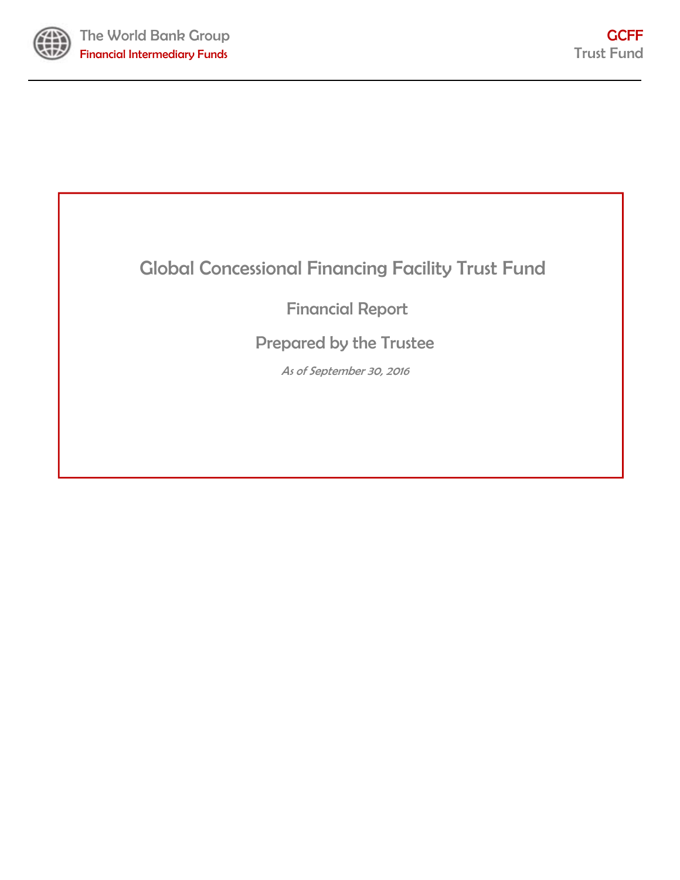# Global Concessional Financing Facility Trust Fund

## Financial Report

## Prepared by the Trustee

*As of September 30, 2016*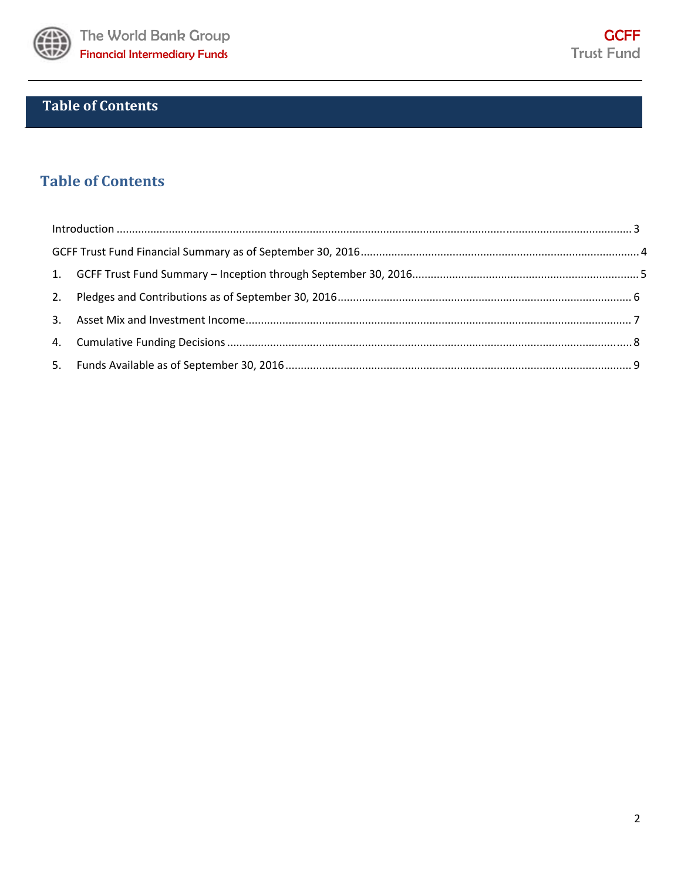# Table of Contents

## Table of Contents

Introduction ........................................................................................................ 3

GCFF Trust Fund Financial Summary as of September 30, 2016 ........................................ 4

1. GCFF Trust Fund Summary – Inception through September 30, 2016 ............................ 5
2. Pledges and Contributions as of September 30, 2016 ................................................ 6
3. Asset Mix and Investment Income ........................................................................ 7
4. Cumulative Funding Decisions ............................................................................. 8
5. Funds Available as of September 30, 2016 ............................................................. 9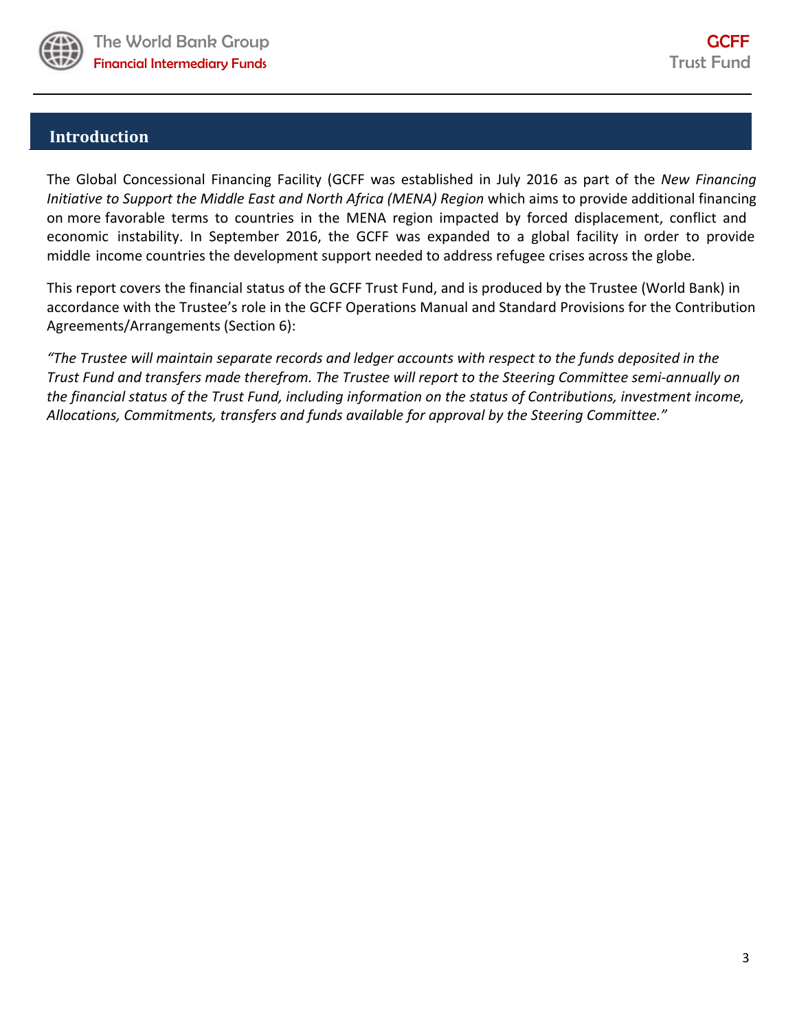## Introduction

The Global Concessional Financing Facility (GCFF was established in July 2016 as part of the *New Financing Initiative to Support the Middle East and North Africa (MENA) Region* which aims to provide additional financing on more favorable terms to countries in the MENA region impacted by forced displacement, conflict and economic instability. In September 2016, the GCFF was expanded to a global facility in order to provide middle income countries the development support needed to address refugee crises across the globe.

This report covers the financial status of the GCFF Trust Fund, and is produced by the Trustee (World Bank) in accordance with the Trustee's role in the GCFF Operations Manual and Standard Provisions for the Contribution Agreements/Arrangements (Section 6):

*"The Trustee will maintain separate records and ledger accounts with respect to the funds deposited in the Trust Fund and transfers made therefrom. The Trustee will report to the Steering Committee semi-annually on the financial status of the Trust Fund, including information on the status of Contributions, investment income, Allocations, Commitments, transfers and funds available for approval by the Steering Committee."*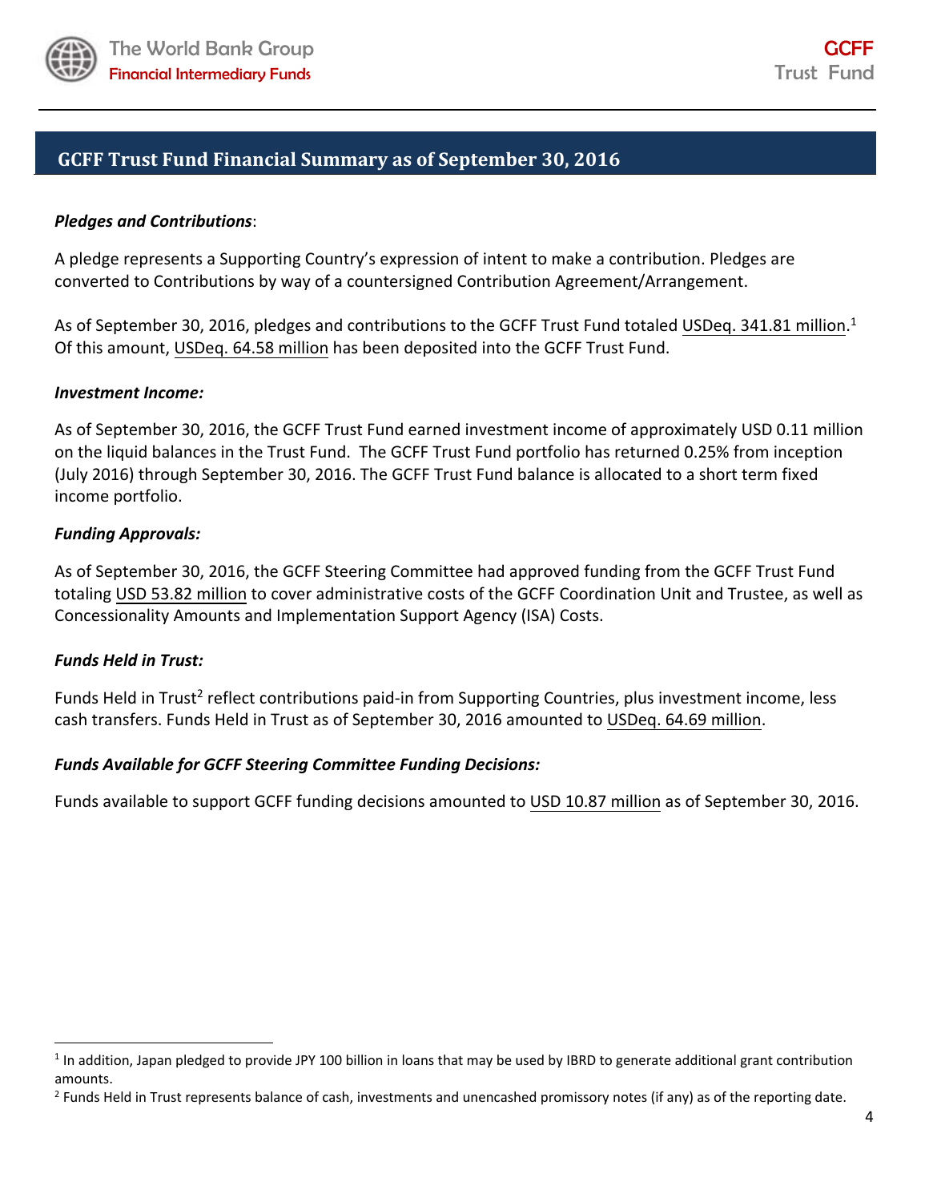## GCFF Trust Fund Financial Summary as of September 30, 2016

***Pledges and Contributions***:

A pledge represents a Supporting Country's expression of intent to make a contribution. Pledges are converted to Contributions by way of a countersigned Contribution Agreement/Arrangement.

As of September 30, 2016, pledges and contributions to the GCFF Trust Fund totaled USDeq. 341.81 million.[1] Of this amount, USDeq. 64.58 million has been deposited into the GCFF Trust Fund.

***Investment Income:***

As of September 30, 2016, the GCFF Trust Fund earned investment income of approximately USD 0.11 million on the liquid balances in the Trust Fund. The GCFF Trust Fund portfolio has returned 0.25% from inception (July 2016) through September 30, 2016. The GCFF Trust Fund balance is allocated to a short term fixed income portfolio.

***Funding Approvals:***

As of September 30, 2016, the GCFF Steering Committee had approved funding from the GCFF Trust Fund totaling USD 53.82 million to cover administrative costs of the GCFF Coordination Unit and Trustee, as well as Concessionality Amounts and Implementation Support Agency (ISA) Costs.

***Funds Held in Trust:***

Funds Held in Trust[2] reflect contributions paid-in from Supporting Countries, plus investment income, less cash transfers. Funds Held in Trust as of September 30, 2016 amounted to USDeq. 64.69 million.

***Funds Available for GCFF Steering Committee Funding Decisions:***

Funds available to support GCFF funding decisions amounted to USD 10.87 million as of September 30, 2016.

---

[1] In addition, Japan pledged to provide JPY 100 billion in loans that may be used by IBRD to generate additional grant contribution amounts.

[2] Funds Held in Trust represents balance of cash, investments and unencashed promissory notes (if any) as of the reporting date.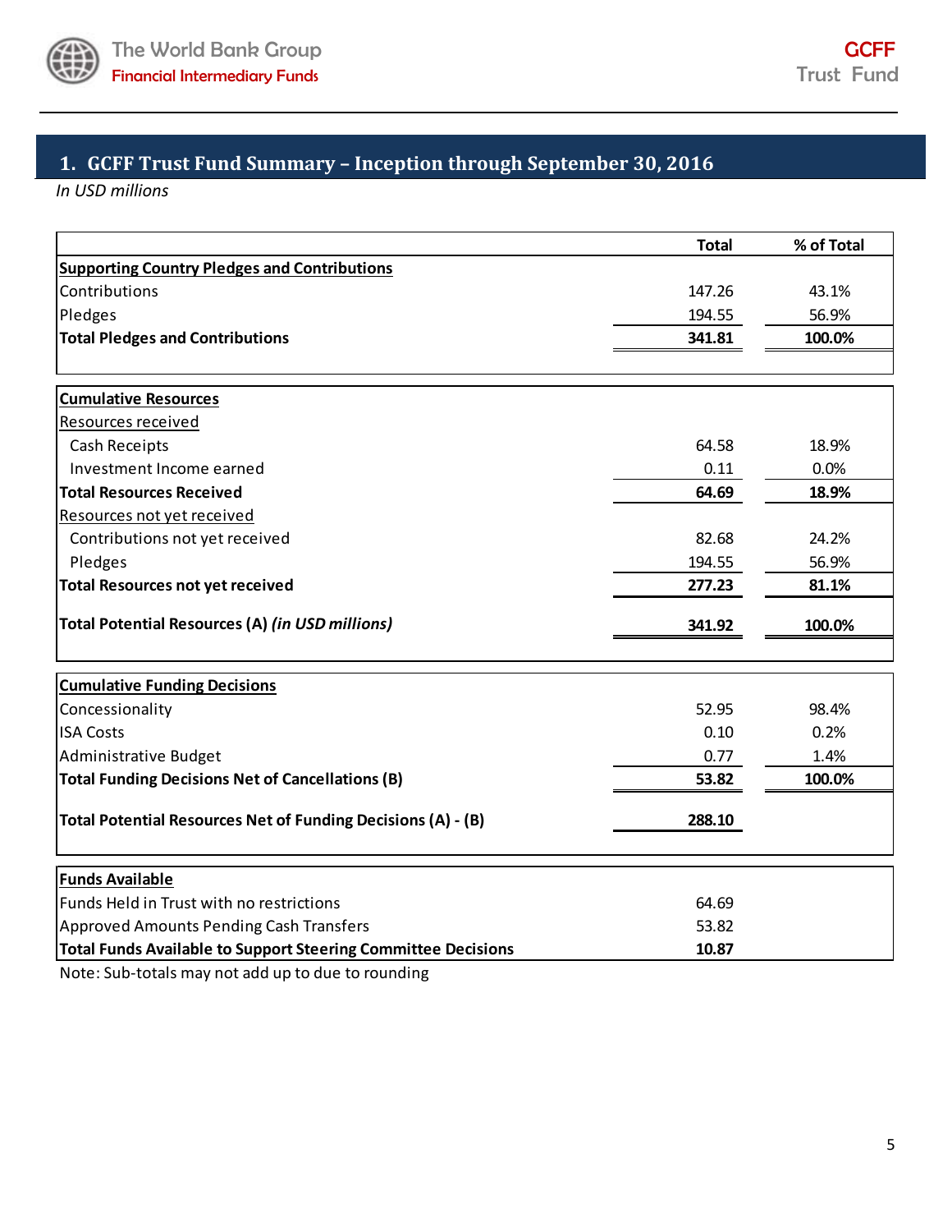## 1. GCFF Trust Fund Summary – Inception through September 30, 2016

*In USD millions*

| | Total | % of Total |
|---|---|---|
| **Supporting Country Pledges and Contributions** | | |
| Contributions | 147.26 | 43.1% |
| Pledges | 194.55 | 56.9% |
| **Total Pledges and Contributions** | **341.81** | **100.0%** |
| **Cumulative Resources** | | |
| Resources received | | |
| Cash Receipts | 64.58 | 18.9% |
| Investment Income earned | 0.11 | 0.0% |
| **Total Resources Received** | **64.69** | **18.9%** |
| Resources not yet received | | |
| Contributions not yet received | 82.68 | 24.2% |
| Pledges | 194.55 | 56.9% |
| **Total Resources not yet received** | **277.23** | **81.1%** |
| **Total Potential Resources (A)** ***(in USD millions)*** | **341.92** | **100.0%** |
| **Cumulative Funding Decisions** | | |
| Concessionality | 52.95 | 98.4% |
| ISA Costs | 0.10 | 0.2% |
| Administrative Budget | 0.77 | 1.4% |
| **Total Funding Decisions Net of Cancellations (B)** | **53.82** | **100.0%** |
| **Total Potential Resources Net of Funding Decisions (A) - (B)** | **288.10** | |
| **Funds Available** | | |
| Funds Held in Trust with no restrictions | 64.69 | |
| Approved Amounts Pending Cash Transfers | 53.82 | |
| **Total Funds Available to Support Steering Committee Decisions** | **10.87** | |

Note: Sub-totals may not add up to due to rounding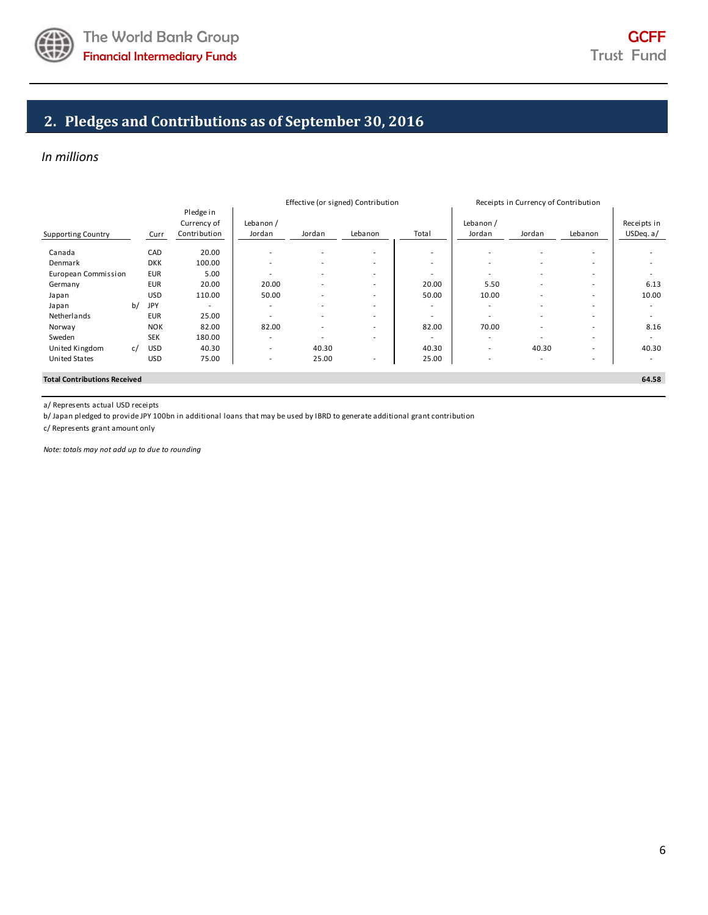## 2. Pledges and Contributions as of September 30, 2016

*In millions*

| Supporting Country | | Curr | Pledge in Currency of Contribution | Effective (or signed) Contribution | | | | Receipts in Currency of Contribution | | | Receipts in USDeq. a/ |
|---|---|---|---|---|---|---|---|---|---|---|---|
| | | | | Lebanon / Jordan | Jordan | Lebanon | Total | Lebanon / Jordan | Jordan | Lebanon | |
| Canada | | CAD | 20.00 | - | - | - | - | - | - | - | - |
| Denmark | | DKK | 100.00 | - | - | - | - | - | - | - | - |
| European Commission | | EUR | 5.00 | - | - | - | - | - | - | - | - |
| Germany | | EUR | 20.00 | 20.00 | - | - | 20.00 | 5.50 | - | - | 6.13 |
| Japan | | USD | 110.00 | 50.00 | - | - | 50.00 | 10.00 | - | - | 10.00 |
| Japan | b/ | JPY | - | - | - | - | - | - | - | - | - |
| Netherlands | | EUR | 25.00 | - | - | - | - | - | - | - | - |
| Norway | | NOK | 82.00 | 82.00 | - | - | 82.00 | 70.00 | - | - | 8.16 |
| Sweden | | SEK | 180.00 | - | - | - | - | - | - | - | - |
| United Kingdom | c/ | USD | 40.30 | - | 40.30 | | 40.30 | - | 40.30 | - | 40.30 |
| United States | | USD | 75.00 | - | 25.00 | - | 25.00 | - | - | - | - |
| **Total Contributions Received** | | | | | | | | | | | **64.58** |

a/ Represents actual USD receipts

b/ Japan pledged to provide JPY 100bn in additional loans that may be used by IBRD to generate additional grant contribution

c/ Represents grant amount only

*Note: totals may not add up to due to rounding*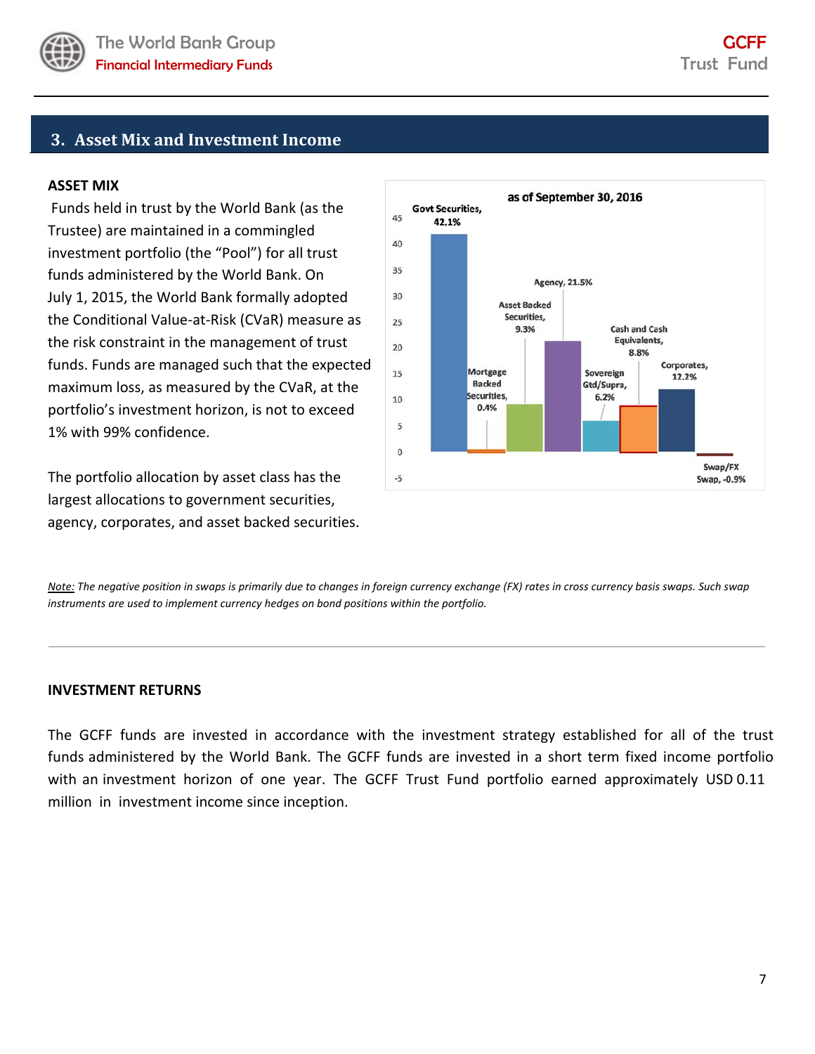## 3. Asset Mix and Investment Income

**ASSET MIX**

Funds held in trust by the World Bank (as the Trustee) are maintained in a commingled investment portfolio (the "Pool") for all trust funds administered by the World Bank. On July 1, 2015, the World Bank formally adopted the Conditional Value-at-Risk (CVaR) measure as the risk constraint in the management of trust funds. Funds are managed such that the expected maximum loss, as measured by the CVaR, at the portfolio's investment horizon, is not to exceed 1% with 99% confidence.

The portfolio allocation by asset class has the largest allocations to government securities, agency, corporates, and asset backed securities.

as of September 30, 2016

| Asset class | % |
| --- | --- |
| Govt Securities | 42.1% |
| Mortgage Backed Securities | 0.4% |
| Asset Backed Securities | 9.3% |
| Agency | 21.5% |
| Sovereign Gtd/Supra | 6.2% |
| Cash and Cash Equivalents | 8.8% |
| Corporates | 12.2% |
| Swap/FX Swap | -0.9% |

*Note: The negative position in swaps is primarily due to changes in foreign currency exchange (FX) rates in cross currency basis swaps. Such swap instruments are used to implement currency hedges on bond positions within the portfolio.*

---

**INVESTMENT RETURNS**

The GCFF funds are invested in accordance with the investment strategy established for all of the trust funds administered by the World Bank. The GCFF funds are invested in a short term fixed income portfolio with an investment horizon of one year. The GCFF Trust Fund portfolio earned approximately USD 0.11 million in investment income since inception.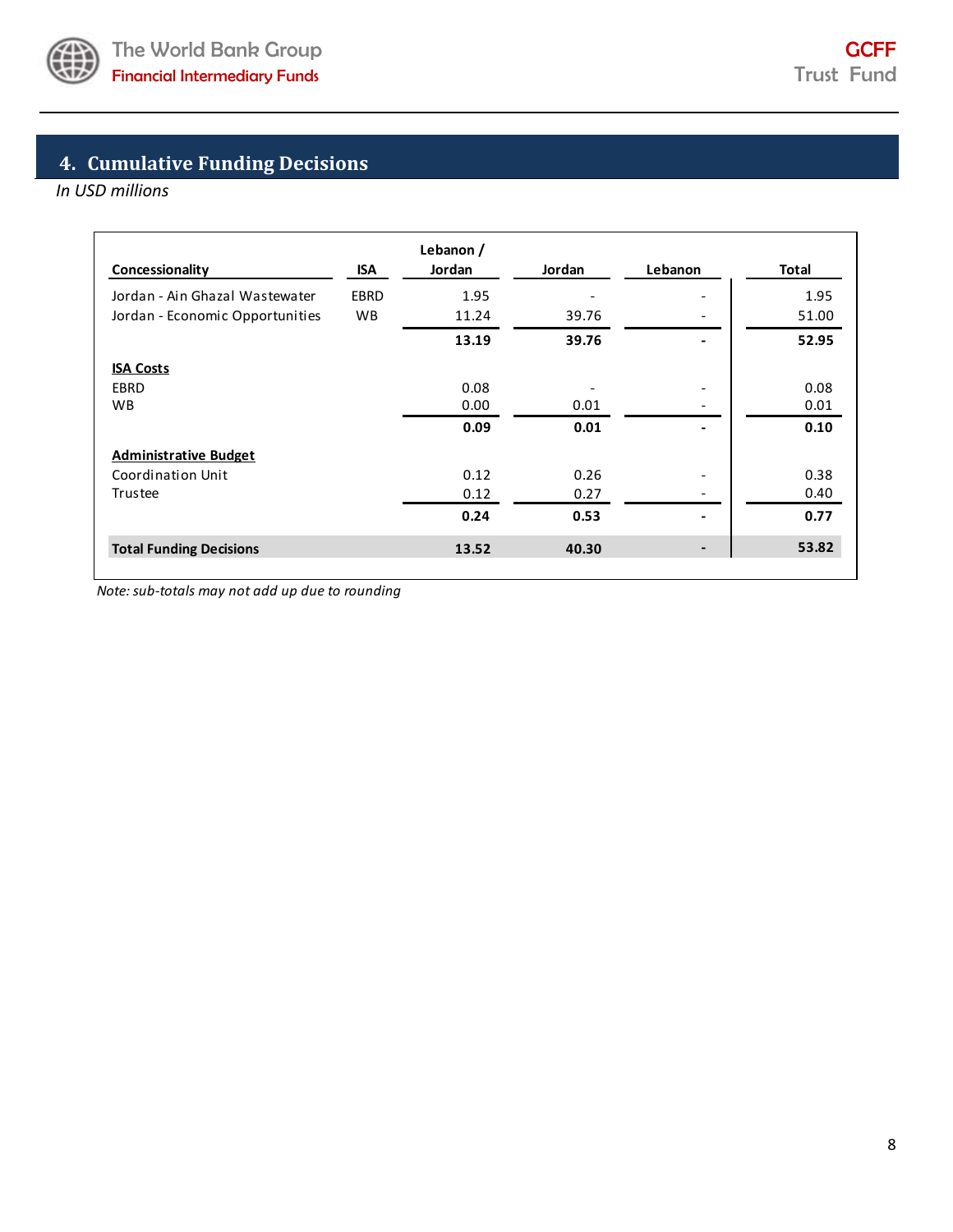## 4. Cumulative Funding Decisions

*In USD millions*

| Concessionality | ISA | Lebanon / Jordan | Jordan | Lebanon | Total |
|---|---|---|---|---|---|
| Jordan - Ain Ghazal Wastewater | EBRD | 1.95 | - | - | 1.95 |
| Jordan - Economic Opportunities | WB | 11.24 | 39.76 | - | 51.00 |
| | | **13.19** | **39.76** | **-** | **52.95** |
| **ISA Costs** | | | | | |
| EBRD | | 0.08 | - | - | 0.08 |
| WB | | 0.00 | 0.01 | - | 0.01 |
| | | **0.09** | **0.01** | **-** | **0.10** |
| **Administrative Budget** | | | | | |
| Coordination Unit | | 0.12 | 0.26 | - | 0.38 |
| Trustee | | 0.12 | 0.27 | - | 0.40 |
| | | **0.24** | **0.53** | **-** | **0.77** |
| **Total Funding Decisions** | | **13.52** | **40.30** | **-** | **53.82** |

*Note: sub-totals may not add up due to rounding*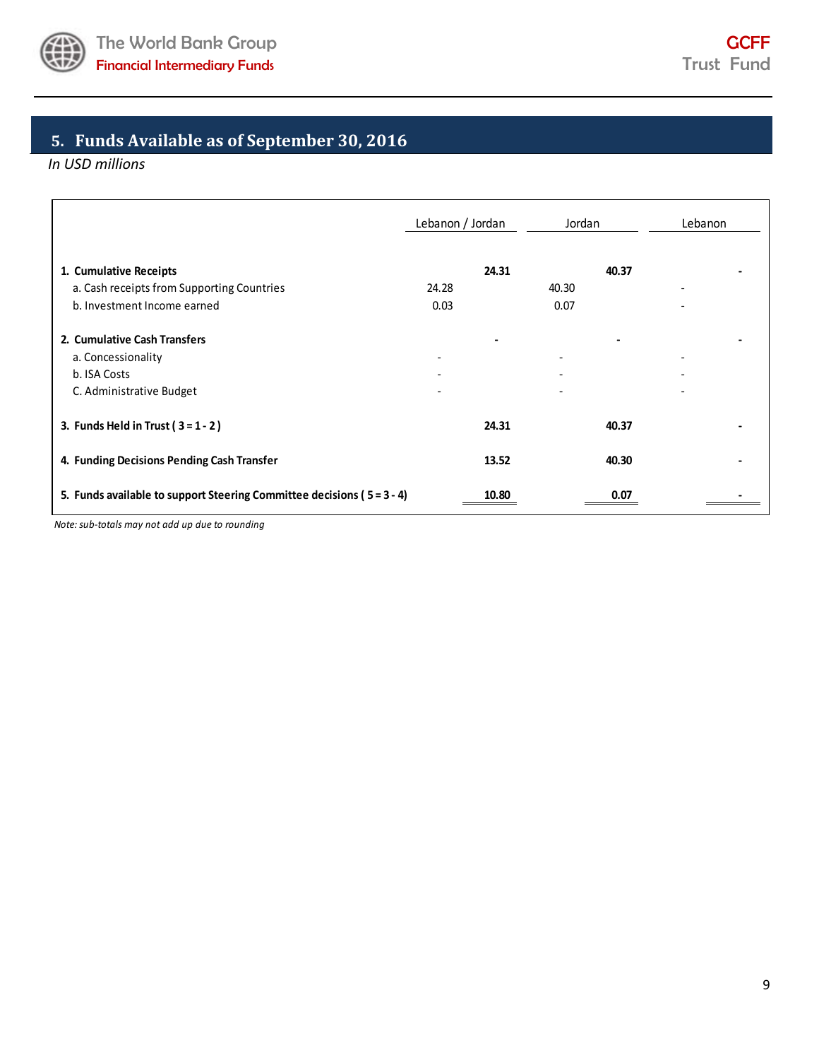## 5. Funds Available as of September 30, 2016

*In USD millions*

| | Lebanon / Jordan | | Jordan | | Lebanon | |
|---|---|---|---|---|---|---|
| **1. Cumulative Receipts** | | **24.31** | | **40.37** | | **-** |
| a. Cash receipts from Supporting Countries | 24.28 | | 40.30 | | - | |
| b. Investment Income earned | 0.03 | | 0.07 | | - | |
| **2. Cumulative Cash Transfers** | | **-** | | **-** | | **-** |
| a. Concessionality | - | | - | | - | |
| b. ISA Costs | - | | - | | - | |
| C. Administrative Budget | - | | - | | - | |
| **3. Funds Held in Trust ( 3 = 1 - 2 )** | | **24.31** | | **40.37** | | **-** |
| **4. Funding Decisions Pending Cash Transfer** | | **13.52** | | **40.30** | | **-** |
| **5. Funds available to support Steering Committee decisions ( 5 = 3 - 4)** | | **10.80** | | **0.07** | | **-** |

*Note: sub-totals may not add up due to rounding*